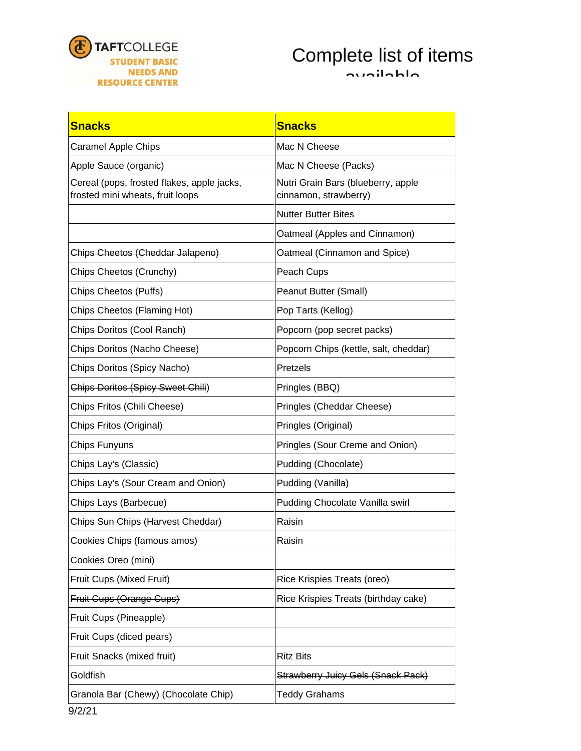TAFTCOLLEGE
STUDENT BASIC NEEDS AND RESOURCE CENTER

# Complete list of items available

| **Snacks** | **Snacks** |
|---|---|
| Caramel Apple Chips | Mac N Cheese |
| Apple Sauce (organic) | Mac N Cheese (Packs) |
| Cereal (pops, frosted flakes, apple jacks, frosted mini wheats, fruit loops | Nutri Grain Bars (blueberry, apple cinnamon, strawberry) |
| | Nutter Butter Bites |
| | Oatmeal (Apples and Cinnamon) |
| ~~Chips Cheetos (Cheddar Jalapeno)~~ | Oatmeal (Cinnamon and Spice) |
| Chips Cheetos (Crunchy) | Peach Cups |
| Chips Cheetos (Puffs) | Peanut Butter (Small) |
| Chips Cheetos (Flaming Hot) | Pop Tarts (Kellog) |
| Chips Doritos (Cool Ranch) | Popcorn (pop secret packs) |
| Chips Doritos (Nacho Cheese) | Popcorn Chips (kettle, salt, cheddar) |
| Chips Doritos (Spicy Nacho) | Pretzels |
| ~~Chips Doritos (Spicy Sweet Chili)~~ | Pringles (BBQ) |
| Chips Fritos (Chili Cheese) | Pringles (Cheddar Cheese) |
| Chips Fritos (Original) | Pringles (Original) |
| Chips Funyuns | Pringles (Sour Creme and Onion) |
| Chips Lay's (Classic) | Pudding (Chocolate) |
| Chips Lay's (Sour Cream and Onion) | Pudding (Vanilla) |
| Chips Lays (Barbecue) | Pudding Chocolate Vanilla swirl |
| ~~Chips Sun Chips (Harvest Cheddar)~~ | ~~Raisin~~ |
| Cookies Chips (famous amos) | ~~Raisin~~ |
| Cookies Oreo (mini) | |
| Fruit Cups (Mixed Fruit) | Rice Krispies Treats (oreo) |
| ~~Fruit Cups (Orange Cups)~~ | Rice Krispies Treats (birthday cake) |
| Fruit Cups (Pineapple) | |
| Fruit Cups (diced pears) | |
| Fruit Snacks (mixed fruit) | Ritz Bits |
| Goldfish | ~~Strawberry Juicy Gels (Snack Pack)~~ |
| Granola Bar (Chewy) (Chocolate Chip) | Teddy Grahams |

9/2/21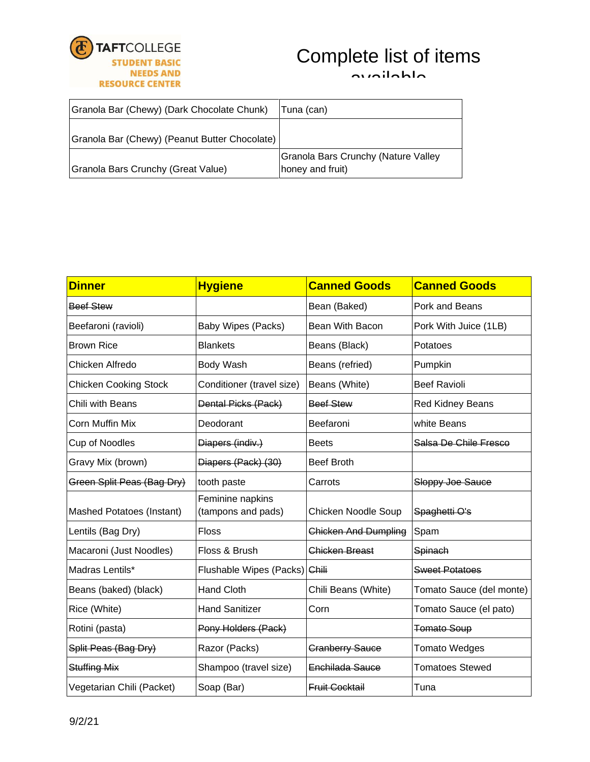TAFTCOLLEGE STUDENT BASIC NEEDS AND RESOURCE CENTER

# Complete list of items available

| Granola Bar (Chewy) (Dark Chocolate Chunk) | Tuna (can) |
|---|---|
| Granola Bar (Chewy) (Peanut Butter Chocolate) | |
| Granola Bars Crunchy (Great Value) | Granola Bars Crunchy (Nature Valley honey and fruit) |

| **Dinner** | **Hygiene** | **Canned Goods** | **Canned Goods** |
|---|---|---|---|
| ~~Beef Stew~~ | | Bean (Baked) | Pork and Beans |
| Beefaroni (ravioli) | Baby Wipes (Packs) | Bean With Bacon | Pork With Juice (1LB) |
| Brown Rice | Blankets | Beans (Black) | Potatoes |
| Chicken Alfredo | Body Wash | Beans (refried) | Pumpkin |
| Chicken Cooking Stock | Conditioner (travel size) | Beans (White) | Beef Ravioli |
| Chili with Beans | ~~Dental Picks (Pack)~~ | ~~Beef Stew~~ | Red Kidney Beans |
| Corn Muffin Mix | Deodorant | Beefaroni | white Beans |
| Cup of Noodles | ~~Diapers (indiv.)~~ | Beets | ~~Salsa De Chile Fresco~~ |
| Gravy Mix (brown) | ~~Diapers (Pack) (30)~~ | Beef Broth | |
| ~~Green Split Peas (Bag Dry)~~ | tooth paste | Carrots | ~~Sloppy Joe Sauce~~ |
| Mashed Potatoes (Instant) | Feminine napkins (tampons and pads) | Chicken Noodle Soup | ~~Spaghetti O's~~ |
| Lentils (Bag Dry) | Floss | ~~Chicken And Dumpling~~ | Spam |
| Macaroni (Just Noodles) | Floss & Brush | ~~Chicken Breast~~ | ~~Spinach~~ |
| Madras Lentils* | Flushable Wipes (Packs) | ~~Chili~~ | ~~Sweet Potatoes~~ |
| Beans (baked) (black) | Hand Cloth | Chili Beans (White) | Tomato Sauce (del monte) |
| Rice (White) | Hand Sanitizer | Corn | Tomato Sauce (el pato) |
| Rotini (pasta) | ~~Pony Holders (Pack)~~ | | ~~Tomato Soup~~ |
| ~~Split Peas (Bag Dry)~~ | Razor (Packs) | ~~Cranberry Sauce~~ | Tomato Wedges |
| ~~Stuffing Mix~~ | Shampoo (travel size) | ~~Enchilada Sauce~~ | Tomatoes Stewed |
| Vegetarian Chili (Packet) | Soap (Bar) | ~~Fruit Cocktail~~ | Tuna |

9/2/21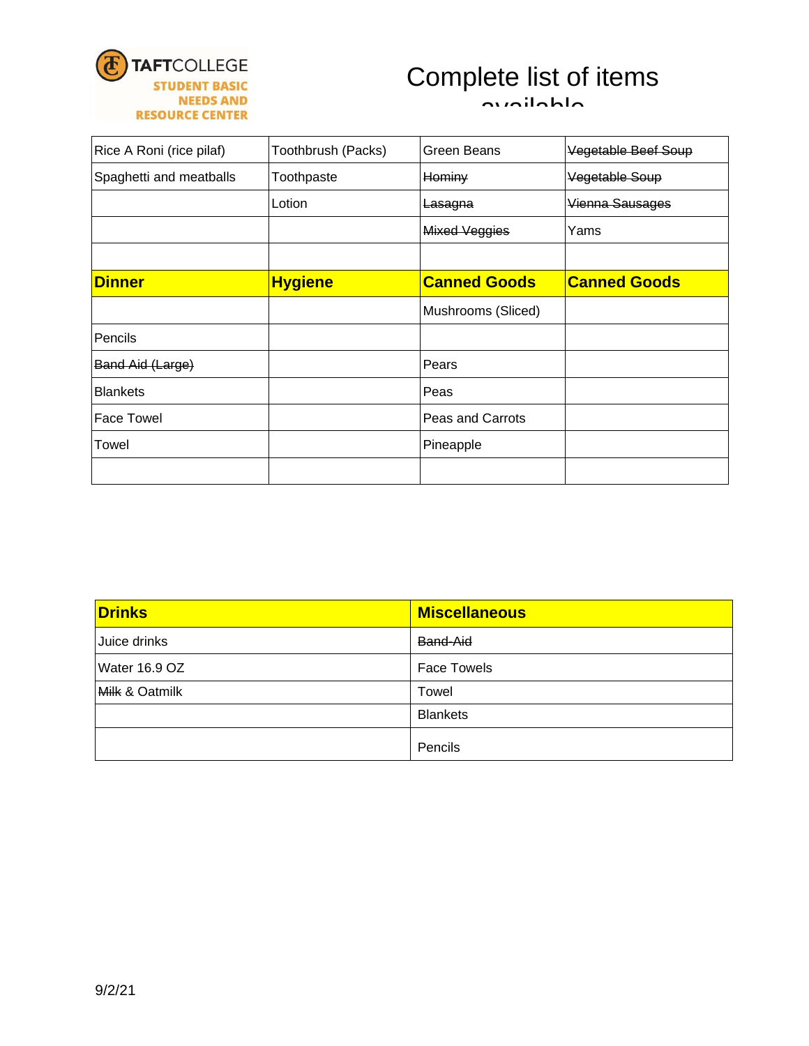TAFTCOLLEGE
STUDENT BASIC NEEDS AND RESOURCE CENTER

# Complete list of items available

| | | | |
|---|---|---|---|
| Rice A Roni (rice pilaf) | Toothbrush (Packs) | Green Beans | ~~Vegetable Beef Soup~~ |
| Spaghetti and meatballs | Toothpaste | ~~Hominy~~ | ~~Vegetable Soup~~ |
| | Lotion | ~~Lasagna~~ | ~~Vienna Sausages~~ |
| | | ~~Mixed Veggies~~ | Yams |
| | | | |
| **Dinner** | **Hygiene** | **Canned Goods** | **Canned Goods** |
| | | Mushrooms (Sliced) | |
| Pencils | | | |
| ~~Band Aid (Large)~~ | | Pears | |
| Blankets | | Peas | |
| Face Towel | | Peas and Carrots | |
| Towel | | Pineapple | |
| | | | |

| **Drinks** | **Miscellaneous** |
|---|---|
| Juice drinks | ~~Band-Aid~~ |
| Water 16.9 OZ | Face Towels |
| ~~Milk~~ & Oatmilk | Towel |
| | Blankets |
| | Pencils |

9/2/21